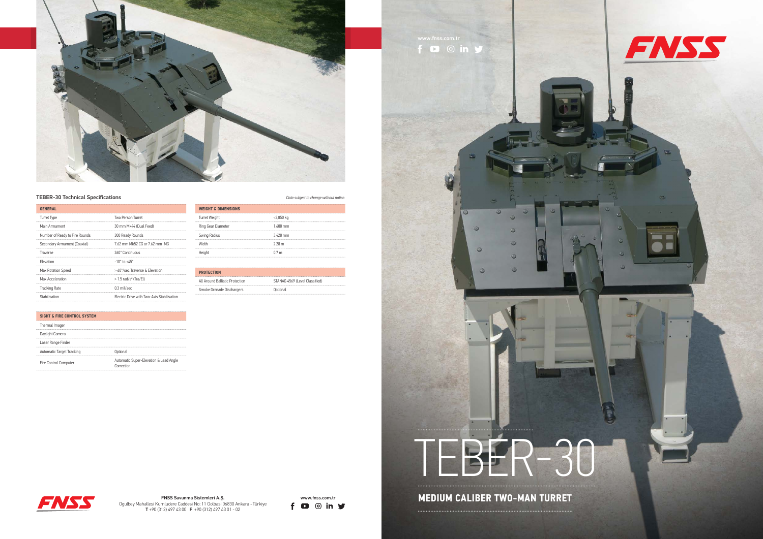# TEBER-30

## MEDIUM CALIBER TWO-MAN TURRET

www.fnss.com.tr

### TEBER-30 Technical Specifications

*Data subject to change without notice.*

| GENERAL | |
|---|---|
| Turret Type | Two Person Turret |
| Main Armament | 30 mm Mk44 (Dual Feed) |
| Number of Ready to Fire Rounds | 300 Ready Rounds |
| Secondary Armament (Coaxial) | 7.62 mm Mk52 CG or 7.62 mm MG |
| Traverse | 360° Continuous |
| Elevation | -10° to +45° |
| Max Rotation Speed | > 60°/sec Traverse & Elevation |
| Max Acceleration | > 1.5 rad/s² (Tra/El) |
| Tracking Rate | 0.3 mil/sec |
| Stabilisation | Electric Drive with Two-Axis Stabilisation |

| SIGHT & FIRE CONTROL SYSTEM | |
|---|---|
| Thermal Imager | |
| Daylight Camera | |
| Laser Range Finder | |
| Automatic Target Tracking | Optional |
| Fire Control Computer | Automatic Super-Elevation & Lead Angle Correction |

| WEIGHT & DIMENSIONS | |
|---|---|
| Turret Weight | <3,850 kg |
| Ring Gear Diameter | 1,600 mm |
| Swing Radius | 3,420 mm |
| Width | 2.28 m |
| Height | 0.7 m |

| PROTECTION | |
|---|---|
| All Around Ballistic Protection | STANAG 4569 (Level Classified) |
| Smoke Grenade Dischargers | Optional |

**FNSS Savunma Sistemleri A.Ş.**
Oğulbey Mahallesi Kumludere Caddesi No: 11 Gölbaşı 06830 Ankara - Türkiye
**T** +90 (312) 497 43 00 **F** +90 (312) 497 43 01 - 02

www.fnss.com.tr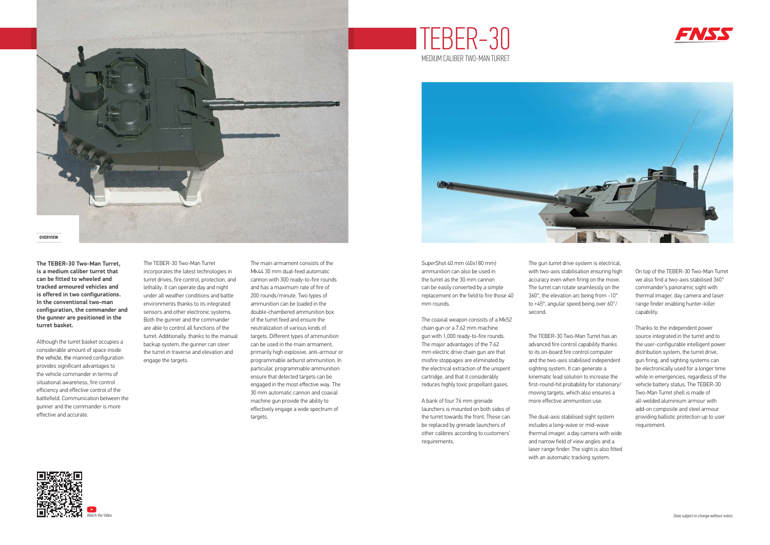# TEBER-30

## MEDIUM CALIBER TWO-MAN TURRET

FNSS

OVERVIEW

**The TEBER-30 Two-Man Turret, is a medium caliber turret that can be fitted to wheeled and tracked armoured vehicles and is offered in two configurations. In the conventional two-man configuration, the commander and the gunner are positioned in the turret basket.**

Although the turret basket occupies a considerable amount of space inside the vehicle, the manned configuration provides significant advantages to the vehicle commander in terms of situational awareness, fire control efficiency and effective control of the battlefield. Communication between the gunner and the commander is more effective and accurate.

The TEBER-30 Two-Man Turret incorporates the latest technologies in turret drives, fire control, protection, and lethality. It can operate day and night under all weather conditions and battle environments thanks to its integrated sensors and other electronic systems. Both the gunner and the commander are able to control all functions of the turret. Additionally, thanks to the manual backup system, the gunner can steer the turret in traverse and elevation and engage the targets.

The main armament consists of the Mk44 30 mm dual-feed automatic cannon with 300 ready-to-fire rounds and has a maximum rate of fire of 200 rounds/minute. Two types of ammunition can be loaded in the double-chambered ammunition box of the turret feed and ensure the neutralization of various kinds of targets. Different types of ammunition can be used in the main armament, primarily high explosive, anti-armour or programmable airburst ammunition. In particular, programmable ammunition ensure that detected targets can be engaged in the most effective way. The 30 mm automatic cannon and coaxial machine gun provide the ability to effectively engage a wide spectrum of targets.

SuperShot 40 mm (40x180 mm) ammunition can also be used in the turret as the 30 mm cannon can be easily converted by a simple replacement on the field to fire those 40 mm rounds.

The coaxial weapon consists of a Mk52 chain gun or a 7.62 mm machine gun with 1,000 ready-to-fire rounds. The major advantages of the 7.62 mm electric drive chain gun are that misfire stoppages are eliminated by the electrical extraction of the unspent cartridge, and that it considerably reduces highly toxic propellant gases.

A bank of four 76 mm grenade launchers is mounted on both sides of the turret towards the front. These can be replaced by grenade launchers of other calibres according to customers' requirements.

The gun turret drive system is electrical, with two-axis stabilisation ensuring high accuracy even when firing on the move. The turret can rotate seamlessly on the 360°, the elevation arc being from -10° to +45°, angular speed being over 60°/second.

The TEBER-30 Two-Man Turret has an advanced fire control capability thanks to its on-board fire control computer and the two-axis stabilised independent sighting system. It can generate a kinematic lead solution to increase the first-round-hit probability for stationary/moving targets, which also ensures a more effective ammunition use.

The dual-axis stabilised sight system includes a long-wave or mid-wave thermal imager, a day camera with wide and narrow field of view angles and a laser range finder. The sight is also fitted with an automatic tracking system.

On top of the TEBER-30 Two-Man Turret we also find a two-axis stabilised 360° commander's panoramic sight with thermal imager, day camera and laser range finder enabling hunter-killer capability.

Thanks to the independent power source integrated in the turret and to the user-configurable intelligent power distribution system, the turret drive, gun firing, and sighting systems can be electronically used for a longer time while in emergencies, regardless of the vehicle battery status. The TEBER-30 Two-Man Turret shell is made of all-welded aluminium armour with add-on composite and steel armour providing ballistic protection up to user requirement.

*Watch the Video*

*Data subject to change without notice.*